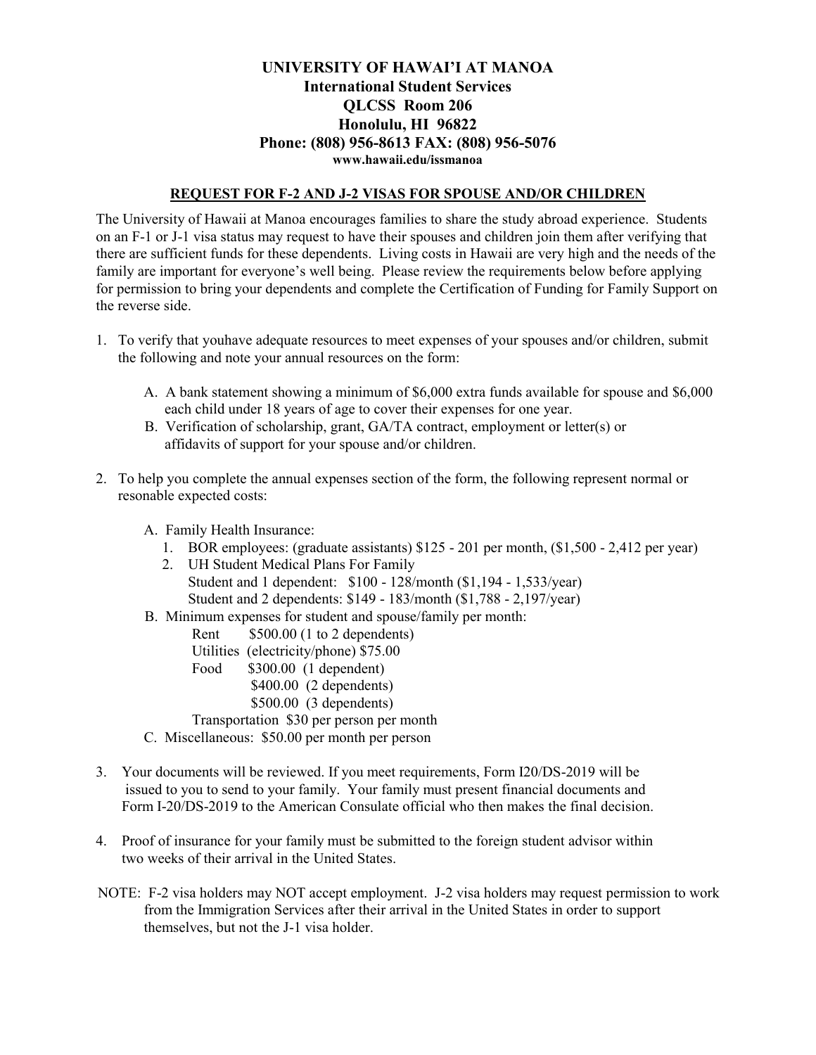# UNIVERSITY OF HAWAI'I AT MANOA
## International Student Services
### QLCSS Room 206
### Honolulu, HI 96822
### Phone: (808) 956-8613 FAX: (808) 956-5076
**www.hawaii.edu/issmanoa**

## REQUEST FOR F-2 AND J-2 VISAS FOR SPOUSE AND/OR CHILDREN

The University of Hawaii at Manoa encourages families to share the study abroad experience. Students on an F-1 or J-1 visa status may request to have their spouses and children join them after verifying that there are sufficient funds for these dependents. Living costs in Hawaii are very high and the needs of the family are important for everyone's well being. Please review the requirements below before applying for permission to bring your dependents and complete the Certification of Funding for Family Support on the reverse side.

1. To verify that youhave adequate resources to meet expenses of your spouses and/or children, submit the following and note your annual resources on the form:

   A. A bank statement showing a minimum of $6,000 extra funds available for spouse and $6,000 each child under 18 years of age to cover their expenses for one year.

   B. Verification of scholarship, grant, GA/TA contract, employment or letter(s) or affidavits of support for your spouse and/or children.

2. To help you complete the annual expenses section of the form, the following represent normal or resonable expected costs:

   A. Family Health Insurance:
      1. BOR employees: (graduate assistants) $125 - 201 per month, ($1,500 - 2,412 per year)
      2. UH Student Medical Plans For Family
         Student and 1 dependent: $100 - 128/month ($1,194 - 1,533/year)
         Student and 2 dependents: $149 - 183/month ($1,788 - 2,197/year)

   B. Minimum expenses for student and spouse/family per month:
      Rent $500.00 (1 to 2 dependents)
      Utilities (electricity/phone) $75.00
      Food $300.00 (1 dependent)
      $400.00 (2 dependents)
      $500.00 (3 dependents)
      Transportation $30 per person per month

   C. Miscellaneous: $50.00 per month per person

3. Your documents will be reviewed. If you meet requirements, Form I20/DS-2019 will be issued to you to send to your family. Your family must present financial documents and Form I-20/DS-2019 to the American Consulate official who then makes the final decision.

4. Proof of insurance for your family must be submitted to the foreign student advisor within two weeks of their arrival in the United States.

NOTE: F-2 visa holders may NOT accept employment. J-2 visa holders may request permission to work from the Immigration Services after their arrival in the United States in order to support themselves, but not the J-1 visa holder.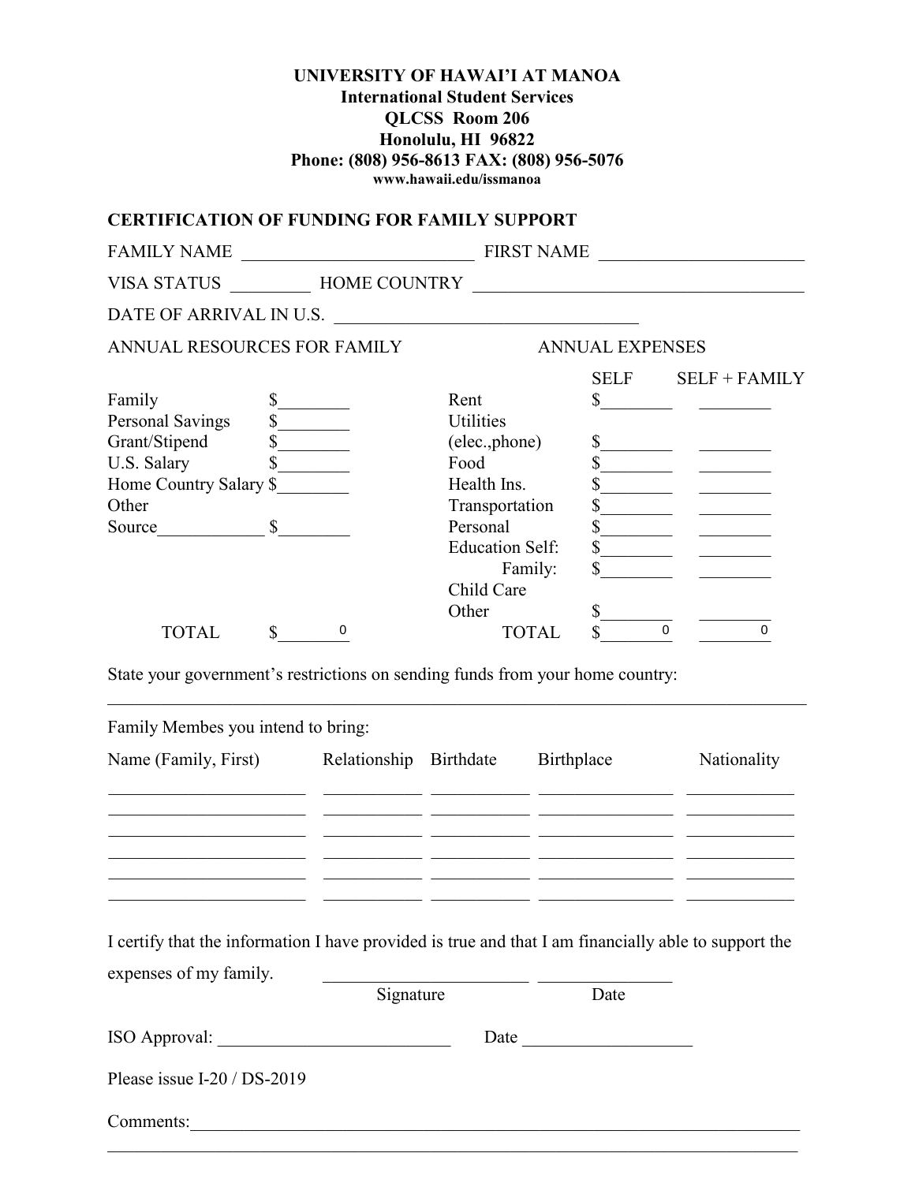**UNIVERSITY OF HAWAI'I AT MANOA**
**International Student Services**
**QLCSS Room 206**
**Honolulu, HI 96822**
**Phone: (808) 956-8613 FAX: (808) 956-5076**
**www.hawaii.edu/issmanoa**

## CERTIFICATION OF FUNDING FOR FAMILY SUPPORT

FAMILY NAME \_\_\_\_\_\_\_\_\_\_\_\_\_\_\_\_\_\_\_\_\_\_\_\_\_ FIRST NAME \_\_\_\_\_\_\_\_\_\_\_\_\_\_\_\_\_\_\_\_\_\_\_

VISA STATUS \_\_\_\_\_\_\_\_\_ HOME COUNTRY \_\_\_\_\_\_\_\_\_\_\_\_\_\_\_\_\_\_\_\_\_\_\_\_\_\_\_\_\_\_\_\_\_\_\_\_

DATE OF ARRIVAL IN U.S. \_\_\_\_\_\_\_\_\_\_\_\_\_\_\_\_\_\_\_\_\_\_\_\_\_\_\_\_\_\_\_\_\_

| ANNUAL RESOURCES FOR FAMILY | | ANNUAL EXPENSES | SELF | SELF + FAMILY |
|---|---|---|---|---|
| Family | $\_\_\_\_\_\_\_\_ | Rent | $\_\_\_\_\_\_\_\_ | \_\_\_\_\_\_\_\_ |
| Personal Savings | $\_\_\_\_\_\_\_\_ | Utilities (elec.,phone) | $\_\_\_\_\_\_\_\_ | \_\_\_\_\_\_\_\_ |
| Grant/Stipend | $\_\_\_\_\_\_\_\_ | Food | $\_\_\_\_\_\_\_\_ | \_\_\_\_\_\_\_\_ |
| U.S. Salary | $\_\_\_\_\_\_\_\_ | Health Ins. | $\_\_\_\_\_\_\_\_ | \_\_\_\_\_\_\_\_ |
| Home Country Salary | $\_\_\_\_\_\_\_\_ | Transportation | $\_\_\_\_\_\_\_\_ | \_\_\_\_\_\_\_\_ |
| Other Source\_\_\_\_\_\_\_\_\_\_\_\_ | $\_\_\_\_\_\_\_\_ | Personal | $\_\_\_\_\_\_\_\_ | \_\_\_\_\_\_\_\_ |
| | | Education Self: | $\_\_\_\_\_\_\_\_ | \_\_\_\_\_\_\_\_ |
| | | Family: | $\_\_\_\_\_\_\_\_ | \_\_\_\_\_\_\_\_ |
| | | Child Care Other | $\_\_\_\_\_\_\_\_ | \_\_\_\_\_\_\_\_ |
| TOTAL | $ 0 | TOTAL | $ 0 | 0 |

State your government's restrictions on sending funds from your home country:

\_\_\_\_\_\_\_\_\_\_\_\_\_\_\_\_\_\_\_\_\_\_\_\_\_\_\_\_\_\_\_\_\_\_\_\_\_\_\_\_\_\_\_\_\_\_\_\_\_\_\_\_\_\_\_\_\_\_\_\_\_\_\_\_\_\_\_\_\_\_\_\_\_\_\_\_

Family Membes you intend to bring:

| Name (Family, First) | Relationship | Birthdate | Birthplace | Nationality |
|---|---|---|---|---|
| | | | | |
| | | | | |
| | | | | |
| | | | | |
| | | | | |
| | | | | |

I certify that the information I have provided is true and that I am financially able to support the expenses of my family.

\_\_\_\_\_\_\_\_\_\_\_\_\_\_\_\_\_\_\_\_\_\_\_\_ \_\_\_\_\_\_\_\_\_\_\_\_\_\_\_
Signature Date

ISO Approval: \_\_\_\_\_\_\_\_\_\_\_\_\_\_\_\_\_\_\_\_\_\_\_\_\_\_ Date \_\_\_\_\_\_\_\_\_\_\_\_\_\_\_\_\_\_\_

Please issue I-20 / DS-2019

Comments:\_\_\_\_\_\_\_\_\_\_\_\_\_\_\_\_\_\_\_\_\_\_\_\_\_\_\_\_\_\_\_\_\_\_\_\_\_\_\_\_\_\_\_\_\_\_\_\_\_\_\_\_\_\_\_\_\_\_\_\_\_\_\_\_\_\_\_\_\_\_